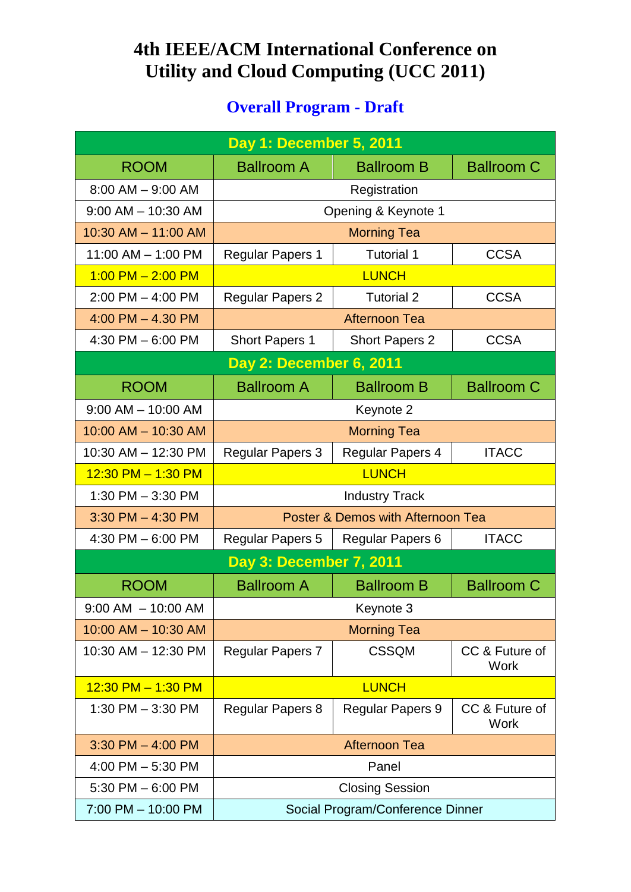# 4th IEEE/ACM International Conference on Utility and Cloud Computing (UCC 2011)

## Overall Program - Draft

| Day 1: December 5, 2011 | | | |
|---|---|---|---|
| ROOM | Ballroom A | Ballroom B | Ballroom C |
| 8:00 AM – 9:00 AM | Registration | | |
| 9:00 AM – 10:30 AM | Opening & Keynote 1 | | |
| 10:30 AM – 11:00 AM | Morning Tea | | |
| 11:00 AM – 1:00 PM | Regular Papers 1 | Tutorial 1 | CCSA |
| 1:00 PM – 2:00 PM | LUNCH | | |
| 2:00 PM – 4:00 PM | Regular Papers 2 | Tutorial 2 | CCSA |
| 4:00 PM – 4.30 PM | Afternoon Tea | | |
| 4:30 PM – 6:00 PM | Short Papers 1 | Short Papers 2 | CCSA |
| **Day 2: December 6, 2011** | | | |
| ROOM | Ballroom A | Ballroom B | Ballroom C |
| 9:00 AM – 10:00 AM | Keynote 2 | | |
| 10:00 AM – 10:30 AM | Morning Tea | | |
| 10:30 AM – 12:30 PM | Regular Papers 3 | Regular Papers 4 | ITACC |
| 12:30 PM – 1:30 PM | LUNCH | | |
| 1:30 PM – 3:30 PM | Industry Track | | |
| 3:30 PM – 4:30 PM | Poster & Demos with Afternoon Tea | | |
| 4:30 PM – 6:00 PM | Regular Papers 5 | Regular Papers 6 | ITACC |
| **Day 3: December 7, 2011** | | | |
| ROOM | Ballroom A | Ballroom B | Ballroom C |
| 9:00 AM – 10:00 AM | Keynote 3 | | |
| 10:00 AM – 10:30 AM | Morning Tea | | |
| 10:30 AM – 12:30 PM | Regular Papers 7 | CSSQM | CC & Future of Work |
| 12:30 PM – 1:30 PM | LUNCH | | |
| 1:30 PM – 3:30 PM | Regular Papers 8 | Regular Papers 9 | CC & Future of Work |
| 3:30 PM – 4:00 PM | Afternoon Tea | | |
| 4:00 PM – 5:30 PM | Panel | | |
| 5:30 PM – 6:00 PM | Closing Session | | |
| 7:00 PM – 10:00 PM | Social Program/Conference Dinner | | |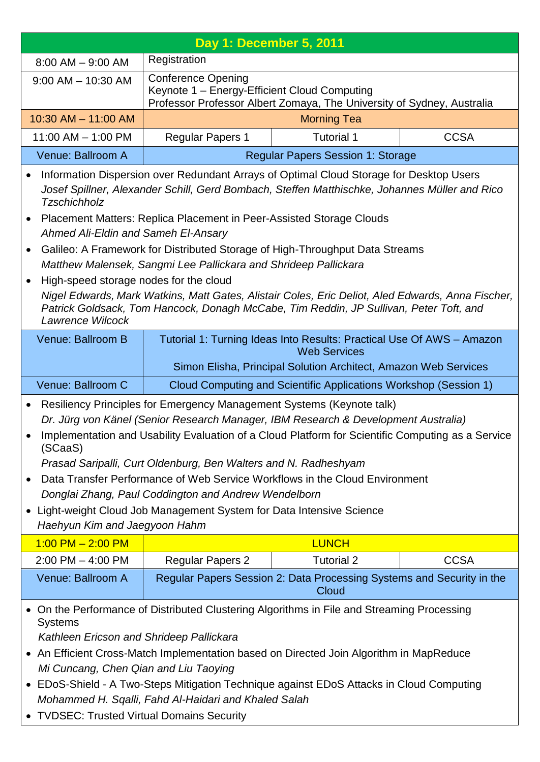## Day 1: December 5, 2011

| Time | Event | | |
|---|---|---|---|
| 8:00 AM – 9:00 AM | Registration | | |
| 9:00 AM – 10:30 AM | Conference Opening<br>Keynote 1 – Energy-Efficient Cloud Computing<br>Professor Professor Albert Zomaya, The University of Sydney, Australia | | |
| 10:30 AM – 11:00 AM | Morning Tea | | |
| 11:00 AM – 1:00 PM | Regular Papers 1 | Tutorial 1 | CCSA |

**Venue: Ballroom A** — Regular Papers Session 1: Storage

- Information Dispersion over Redundant Arrays of Optimal Cloud Storage for Desktop Users
  *Josef Spillner, Alexander Schill, Gerd Bombach, Steffen Matthischke, Johannes Müller and Rico Tzschichholz*
- Placement Matters: Replica Placement in Peer-Assisted Storage Clouds
  *Ahmed Ali-Eldin and Sameh El-Ansary*
- Galileo: A Framework for Distributed Storage of High-Throughput Data Streams
  *Matthew Malensek, Sangmi Lee Pallickara and Shrideep Pallickara*
- High-speed storage nodes for the cloud
  *Nigel Edwards, Mark Watkins, Matt Gates, Alistair Coles, Eric Deliot, Aled Edwards, Anna Fischer, Patrick Goldsack, Tom Hancock, Donagh McCabe, Tim Reddin, JP Sullivan, Peter Toft, and Lawrence Wilcock*

**Venue: Ballroom B** — Tutorial 1: Turning Ideas Into Results: Practical Use Of AWS – Amazon Web Services
Simon Elisha, Principal Solution Architect, Amazon Web Services

**Venue: Ballroom C** — Cloud Computing and Scientific Applications Workshop (Session 1)

- Resiliency Principles for Emergency Management Systems (Keynote talk)
  *Dr. Jürg von Känel (Senior Research Manager, IBM Research & Development Australia)*
- Implementation and Usability Evaluation of a Cloud Platform for Scientific Computing as a Service (SCaaS)
  *Prasad Saripalli, Curt Oldenburg, Ben Walters and N. Radheshyam*
- Data Transfer Performance of Web Service Workflows in the Cloud Environment
  *Donglai Zhang, Paul Coddington and Andrew Wendelborn*
- Light-weight Cloud Job Management System for Data Intensive Science
  *Haehyun Kim and Jaegyoon Hahm*

| Time | Event | | |
|---|---|---|---|
| 1:00 PM – 2:00 PM | LUNCH | | |
| 2:00 PM – 4:00 PM | Regular Papers 2 | Tutorial 2 | CCSA |

**Venue: Ballroom A** — Regular Papers Session 2: Data Processing Systems and Security in the Cloud

- On the Performance of Distributed Clustering Algorithms in File and Streaming Processing Systems
  *Kathleen Ericson and Shrideep Pallickara*
- An Efficient Cross-Match Implementation based on Directed Join Algorithm in MapReduce
  *Mi Cuncang, Chen Qian and Liu Taoying*
- EDoS-Shield - A Two-Steps Mitigation Technique against EDoS Attacks in Cloud Computing
  *Mohammed H. Sqalli, Fahd Al-Haidari and Khaled Salah*
- TVDSEC: Trusted Virtual Domains Security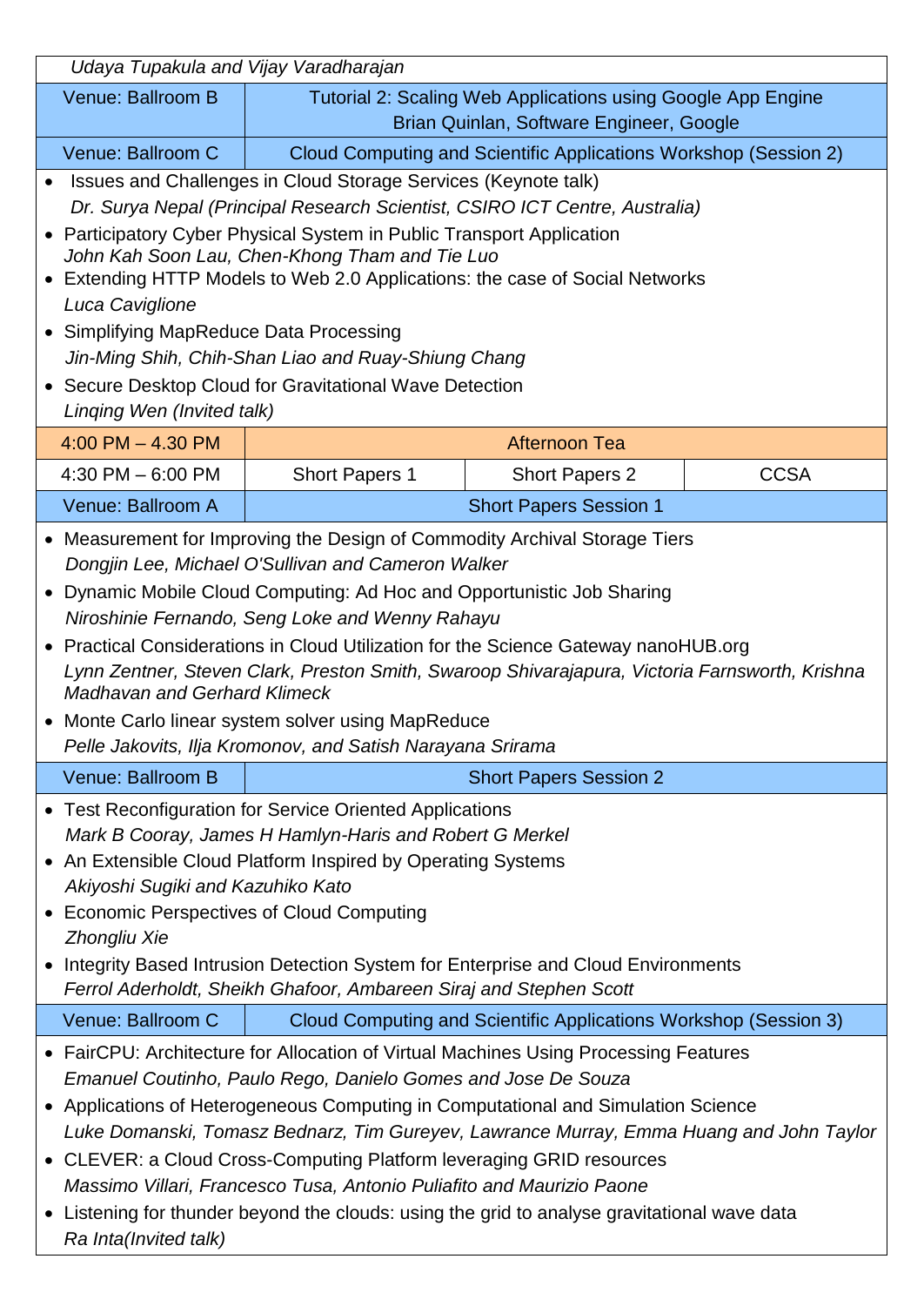*Udaya Tupakula and Vijay Varadharajan*

| Venue: Ballroom B | Tutorial 2: Scaling Web Applications using Google App Engine<br>Brian Quinlan, Software Engineer, Google |
|---|---|
| Venue: Ballroom C | Cloud Computing and Scientific Applications Workshop (Session 2) |

- Issues and Challenges in Cloud Storage Services (Keynote talk)
  *Dr. Surya Nepal (Principal Research Scientist, CSIRO ICT Centre, Australia)*
- Participatory Cyber Physical System in Public Transport Application
  *John Kah Soon Lau, Chen-Khong Tham and Tie Luo*
- Extending HTTP Models to Web 2.0 Applications: the case of Social Networks
  *Luca Caviglione*
- Simplifying MapReduce Data Processing
  *Jin-Ming Shih, Chih-Shan Liao and Ruay-Shiung Chang*
- Secure Desktop Cloud for Gravitational Wave Detection
  *Linqing Wen (Invited talk)*

| 4:00 PM – 4.30 PM | Afternoon Tea | | |
|---|---|---|---|
| 4:30 PM – 6:00 PM | Short Papers 1 | Short Papers 2 | CCSA |

| Venue: Ballroom A | Short Papers Session 1 |
|---|---|

- Measurement for Improving the Design of Commodity Archival Storage Tiers
  *Dongjin Lee, Michael O'Sullivan and Cameron Walker*
- Dynamic Mobile Cloud Computing: Ad Hoc and Opportunistic Job Sharing
  *Niroshinie Fernando, Seng Loke and Wenny Rahayu*
- Practical Considerations in Cloud Utilization for the Science Gateway nanoHUB.org
  *Lynn Zentner, Steven Clark, Preston Smith, Swaroop Shivarajapura, Victoria Farnsworth, Krishna Madhavan and Gerhard Klimeck*
- Monte Carlo linear system solver using MapReduce
  *Pelle Jakovits, Ilja Kromonov, and Satish Narayana Srirama*

| Venue: Ballroom B | Short Papers Session 2 |
|---|---|

- Test Reconfiguration for Service Oriented Applications
  *Mark B Cooray, James H Hamlyn-Haris and Robert G Merkel*
- An Extensible Cloud Platform Inspired by Operating Systems
  *Akiyoshi Sugiki and Kazuhiko Kato*
- Economic Perspectives of Cloud Computing
  *Zhongliu Xie*
- Integrity Based Intrusion Detection System for Enterprise and Cloud Environments
  *Ferrol Aderholdt, Sheikh Ghafoor, Ambareen Siraj and Stephen Scott*

| Venue: Ballroom C | Cloud Computing and Scientific Applications Workshop (Session 3) |
|---|---|

- FairCPU: Architecture for Allocation of Virtual Machines Using Processing Features
  *Emanuel Coutinho, Paulo Rego, Danielo Gomes and Jose De Souza*
- Applications of Heterogeneous Computing in Computational and Simulation Science
  *Luke Domanski, Tomasz Bednarz, Tim Gureyev, Lawrance Murray, Emma Huang and John Taylor*
- CLEVER: a Cloud Cross-Computing Platform leveraging GRID resources
  *Massimo Villari, Francesco Tusa, Antonio Puliafito and Maurizio Paone*
- Listening for thunder beyond the clouds: using the grid to analyse gravitational wave data
  *Ra Inta(Invited talk)*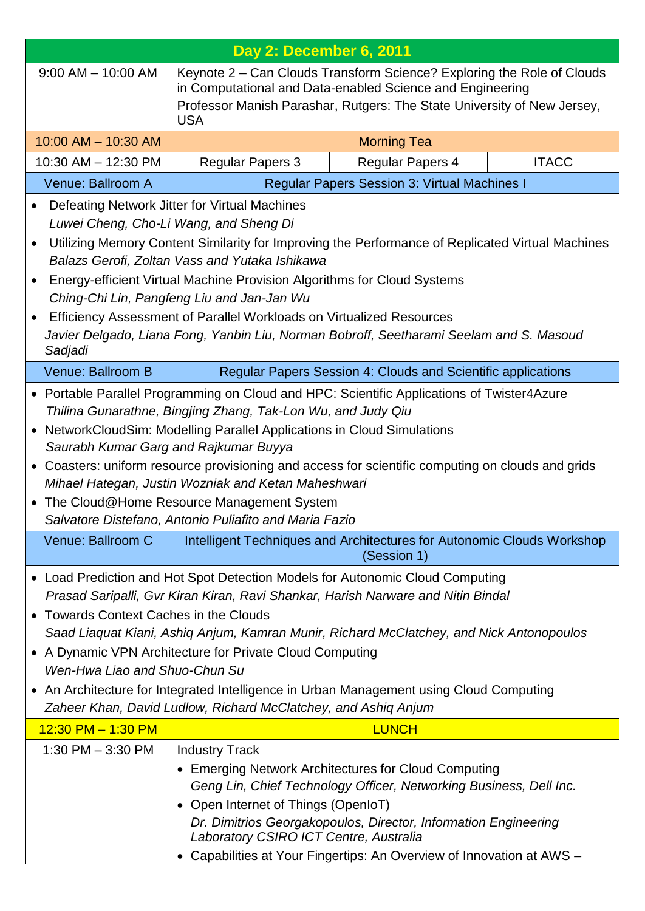## Day 2: December 6, 2011

| 9:00 AM – 10:00 AM | Keynote 2 – Can Clouds Transform Science? Exploring the Role of Clouds in Computational and Data-enabled Science and Engineering<br>Professor Manish Parashar, Rutgers: The State University of New Jersey, USA | | |
|---|---|---|---|
| 10:00 AM – 10:30 AM | Morning Tea | | |
| 10:30 AM – 12:30 PM | Regular Papers 3 | Regular Papers 4 | ITACC |

**Venue: Ballroom A** — Regular Papers Session 3: Virtual Machines I

- Defeating Network Jitter for Virtual Machines
  *Luwei Cheng, Cho-Li Wang, and Sheng Di*
- Utilizing Memory Content Similarity for Improving the Performance of Replicated Virtual Machines
  *Balazs Gerofi, Zoltan Vass and Yutaka Ishikawa*
- Energy-efficient Virtual Machine Provision Algorithms for Cloud Systems
  *Ching-Chi Lin, Pangfeng Liu and Jan-Jan Wu*
- Efficiency Assessment of Parallel Workloads on Virtualized Resources
  *Javier Delgado, Liana Fong, Yanbin Liu, Norman Bobroff, Seetharami Seelam and S. Masoud Sadjadi*

**Venue: Ballroom B** — Regular Papers Session 4: Clouds and Scientific applications

- Portable Parallel Programming on Cloud and HPC: Scientific Applications of Twister4Azure
  *Thilina Gunarathne, Bingjing Zhang, Tak-Lon Wu, and Judy Qiu*
- NetworkCloudSim: Modelling Parallel Applications in Cloud Simulations
  *Saurabh Kumar Garg and Rajkumar Buyya*
- Coasters: uniform resource provisioning and access for scientific computing on clouds and grids
  *Mihael Hategan, Justin Wozniak and Ketan Maheshwari*
- The Cloud@Home Resource Management System
  *Salvatore Distefano, Antonio Puliafito and Maria Fazio*

**Venue: Ballroom C** — Intelligent Techniques and Architectures for Autonomic Clouds Workshop (Session 1)

- Load Prediction and Hot Spot Detection Models for Autonomic Cloud Computing
  *Prasad Saripalli, Gvr Kiran Kiran, Ravi Shankar, Harish Narware and Nitin Bindal*
- Towards Context Caches in the Clouds
  *Saad Liaquat Kiani, Ashiq Anjum, Kamran Munir, Richard McClatchey, and Nick Antonopoulos*
- A Dynamic VPN Architecture for Private Cloud Computing
  *Wen-Hwa Liao and Shuo-Chun Su*
- An Architecture for Integrated Intelligence in Urban Management using Cloud Computing
  *Zaheer Khan, David Ludlow, Richard McClatchey, and Ashiq Anjum*

| 12:30 PM – 1:30 PM | LUNCH |
|---|---|
| 1:30 PM – 3:30 PM | Industry Track<br>• Emerging Network Architectures for Cloud Computing<br>*Geng Lin, Chief Technology Officer, Networking Business, Dell Inc.*<br>• Open Internet of Things (OpenIoT)<br>*Dr. Dimitrios Georgakopoulos, Director, Information Engineering Laboratory CSIRO ICT Centre, Australia*<br>• Capabilities at Your Fingertips: An Overview of Innovation at AWS – |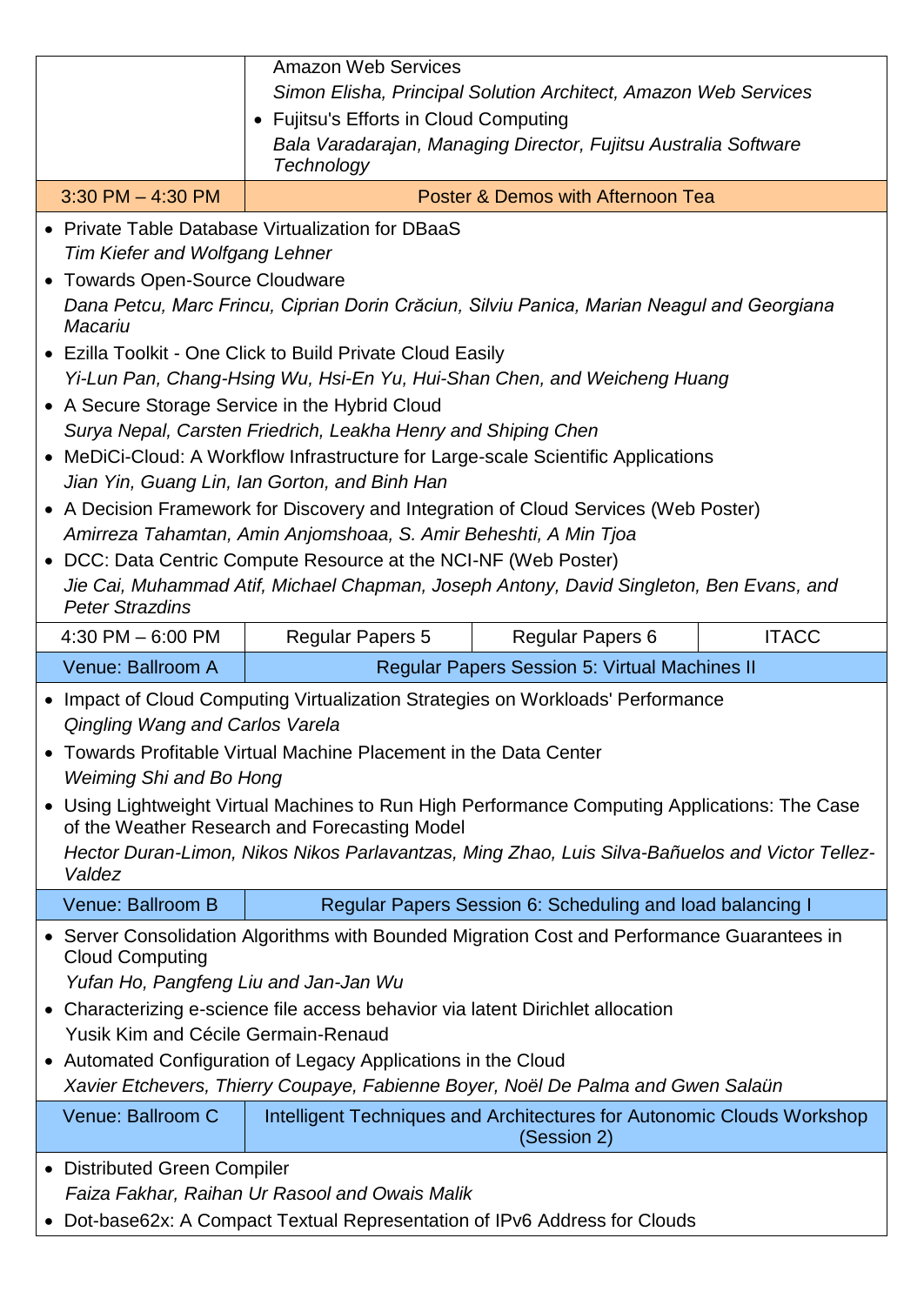|  |  |
|---|---|
|  | Amazon Web Services<br>*Simon Elisha, Principal Solution Architect, Amazon Web Services*<br>• Fujitsu's Efforts in Cloud Computing<br>*Bala Varadarajan, Managing Director, Fujitsu Australia Software Technology* |
| 3:30 PM – 4:30 PM | Poster & Demos with Afternoon Tea |

- Private Table Database Virtualization for DBaaS
  *Tim Kiefer and Wolfgang Lehner*
- Towards Open-Source Cloudware
  *Dana Petcu, Marc Frincu, Ciprian Dorin Crăciun, Silviu Panica, Marian Neagul and Georgiana Macariu*
- Ezilla Toolkit - One Click to Build Private Cloud Easily
  *Yi-Lun Pan, Chang-Hsing Wu, Hsi-En Yu, Hui-Shan Chen, and Weicheng Huang*
- A Secure Storage Service in the Hybrid Cloud
  *Surya Nepal, Carsten Friedrich, Leakha Henry and Shiping Chen*
- MeDiCi-Cloud: A Workflow Infrastructure for Large-scale Scientific Applications
  *Jian Yin, Guang Lin, Ian Gorton, and Binh Han*
- A Decision Framework for Discovery and Integration of Cloud Services (Web Poster)
  *Amirreza Tahamtan, Amin Anjomshoaa, S. Amir Beheshti, A Min Tjoa*
- DCC: Data Centric Compute Resource at the NCI-NF (Web Poster)
  *Jie Cai, Muhammad Atif, Michael Chapman, Joseph Antony, David Singleton, Ben Evans, and Peter Strazdins*

| 4:30 PM – 6:00 PM | Regular Papers 5 | Regular Papers 6 | ITACC |
|---|---|---|---|
| Venue: Ballroom A | Regular Papers Session 5: Virtual Machines II | | |

- Impact of Cloud Computing Virtualization Strategies on Workloads' Performance
  *Qingling Wang and Carlos Varela*
- Towards Profitable Virtual Machine Placement in the Data Center
  *Weiming Shi and Bo Hong*
- Using Lightweight Virtual Machines to Run High Performance Computing Applications: The Case of the Weather Research and Forecasting Model
  *Hector Duran-Limon, Nikos Nikos Parlavantzas, Ming Zhao, Luis Silva-Bañuelos and Victor Tellez-Valdez*

| Venue: Ballroom B | Regular Papers Session 6: Scheduling and load balancing I |
|---|---|

- Server Consolidation Algorithms with Bounded Migration Cost and Performance Guarantees in Cloud Computing
  *Yufan Ho, Pangfeng Liu and Jan-Jan Wu*
- Characterizing e-science file access behavior via latent Dirichlet allocation
  Yusik Kim and Cécile Germain-Renaud
- Automated Configuration of Legacy Applications in the Cloud
  *Xavier Etchevers, Thierry Coupaye, Fabienne Boyer, Noël De Palma and Gwen Salaün*

| Venue: Ballroom C | Intelligent Techniques and Architectures for Autonomic Clouds Workshop (Session 2) |
|---|---|

- Distributed Green Compiler
  *Faiza Fakhar, Raihan Ur Rasool and Owais Malik*
- Dot-base62x: A Compact Textual Representation of IPv6 Address for Clouds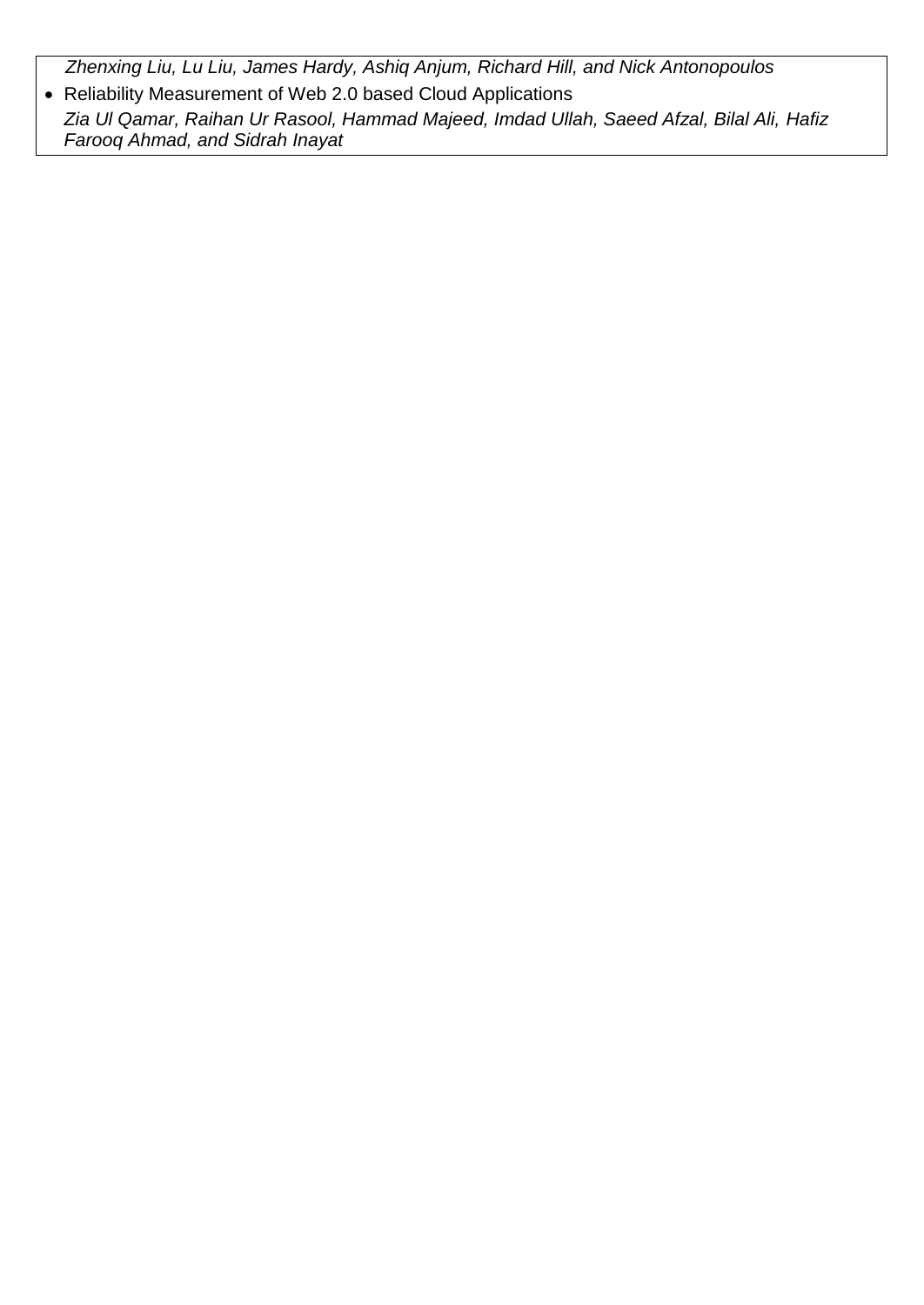*Zhenxing Liu, Lu Liu, James Hardy, Ashiq Anjum, Richard Hill, and Nick Antonopoulos*

- Reliability Measurement of Web 2.0 based Cloud Applications
  *Zia Ul Qamar, Raihan Ur Rasool, Hammad Majeed, Imdad Ullah, Saeed Afzal, Bilal Ali, Hafiz Farooq Ahmad, and Sidrah Inayat*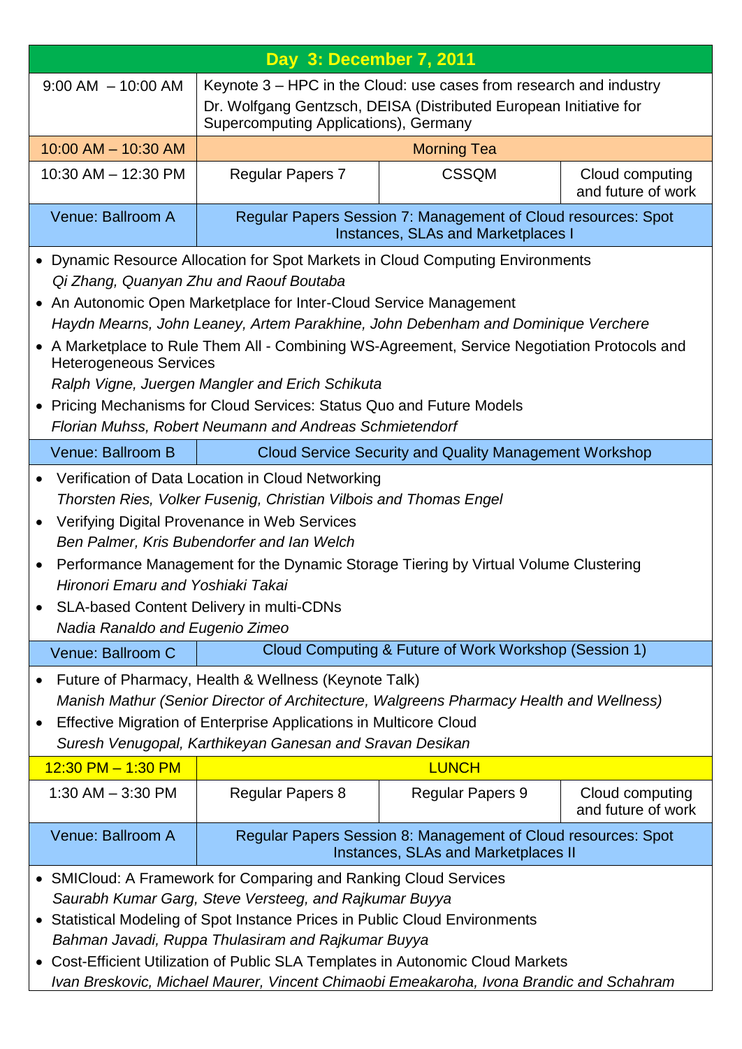## Day 3: December 7, 2011

| Time | | | |
|---|---|---|---|
| 9:00 AM – 10:00 AM | Keynote 3 – HPC in the Cloud: use cases from research and industry<br>Dr. Wolfgang Gentzsch, DEISA (Distributed European Initiative for Supercomputing Applications), Germany | | |
| 10:00 AM – 10:30 AM | Morning Tea | | |
| 10:30 AM – 12:30 PM | Regular Papers 7 | CSSQM | Cloud computing and future of work |

**Venue: Ballroom A** — Regular Papers Session 7: Management of Cloud resources: Spot Instances, SLAs and Marketplaces I

- Dynamic Resource Allocation for Spot Markets in Cloud Computing Environments
  *Qi Zhang, Quanyan Zhu and Raouf Boutaba*
- An Autonomic Open Marketplace for Inter-Cloud Service Management
  *Haydn Mearns, John Leaney, Artem Parakhine, John Debenham and Dominique Verchere*
- A Marketplace to Rule Them All - Combining WS-Agreement, Service Negotiation Protocols and Heterogeneous Services
  *Ralph Vigne, Juergen Mangler and Erich Schikuta*
- Pricing Mechanisms for Cloud Services: Status Quo and Future Models
  *Florian Muhss, Robert Neumann and Andreas Schmietendorf*

**Venue: Ballroom B** — Cloud Service Security and Quality Management Workshop

- Verification of Data Location in Cloud Networking
  *Thorsten Ries, Volker Fusenig, Christian Vilbois and Thomas Engel*
- Verifying Digital Provenance in Web Services
  *Ben Palmer, Kris Bubendorfer and Ian Welch*
- Performance Management for the Dynamic Storage Tiering by Virtual Volume Clustering
  *Hironori Emaru and Yoshiaki Takai*
- SLA-based Content Delivery in multi-CDNs
  *Nadia Ranaldo and Eugenio Zimeo*

**Venue: Ballroom C** — Cloud Computing & Future of Work Workshop (Session 1)

- Future of Pharmacy, Health & Wellness (Keynote Talk)
  *Manish Mathur (Senior Director of Architecture, Walgreens Pharmacy Health and Wellness)*
- Effective Migration of Enterprise Applications in Multicore Cloud
  *Suresh Venugopal, Karthikeyan Ganesan and Sravan Desikan*

| Time | | | |
|---|---|---|---|
| 12:30 PM – 1:30 PM | LUNCH | | |
| 1:30 AM – 3:30 PM | Regular Papers 8 | Regular Papers 9 | Cloud computing and future of work |

**Venue: Ballroom A** — Regular Papers Session 8: Management of Cloud resources: Spot Instances, SLAs and Marketplaces II

- SMICloud: A Framework for Comparing and Ranking Cloud Services
  *Saurabh Kumar Garg, Steve Versteeg, and Rajkumar Buyya*
- Statistical Modeling of Spot Instance Prices in Public Cloud Environments
  *Bahman Javadi, Ruppa Thulasiram and Rajkumar Buyya*
- Cost-Efficient Utilization of Public SLA Templates in Autonomic Cloud Markets
  *Ivan Breskovic, Michael Maurer, Vincent Chimaobi Emeakaroha, Ivona Brandic and Schahram*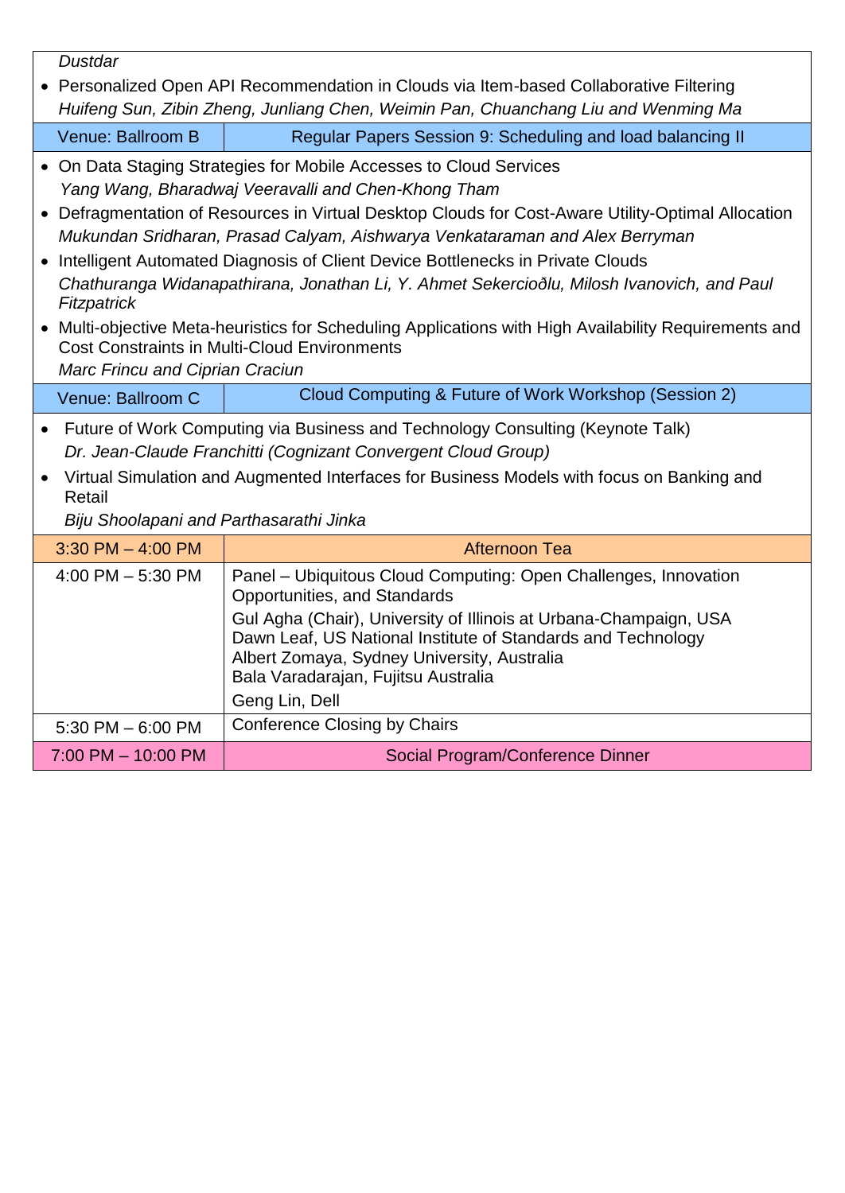| | |
|---|---|
| *Dustdar* | |
| • Personalized Open API Recommendation in Clouds via Item-based Collaborative Filtering *Huifeng Sun, Zibin Zheng, Junliang Chen, Weimin Pan, Chuanchang Liu and Wenming Ma* | |
| Venue: Ballroom B | Regular Papers Session 9: Scheduling and load balancing II |
| • On Data Staging Strategies for Mobile Accesses to Cloud Services *Yang Wang, Bharadwaj Veeravalli and Chen-Khong Tham* <br> • Defragmentation of Resources in Virtual Desktop Clouds for Cost-Aware Utility-Optimal Allocation *Mukundan Sridharan, Prasad Calyam, Aishwarya Venkataraman and Alex Berryman* <br> • Intelligent Automated Diagnosis of Client Device Bottlenecks in Private Clouds *Chathuranga Widanapathirana, Jonathan Li, Y. Ahmet Sekercioðlu, Milosh Ivanovich, and Paul Fitzpatrick* <br> • Multi-objective Meta-heuristics for Scheduling Applications with High Availability Requirements and Cost Constraints in Multi-Cloud Environments *Marc Frincu and Ciprian Craciun* | |
| Venue: Ballroom C | Cloud Computing & Future of Work Workshop (Session 2) |
| • Future of Work Computing via Business and Technology Consulting (Keynote Talk) *Dr. Jean-Claude Franchitti (Cognizant Convergent Cloud Group)* <br> • Virtual Simulation and Augmented Interfaces for Business Models with focus on Banking and Retail *Biju Shoolapani and Parthasarathi Jinka* | |
| 3:30 PM – 4:00 PM | Afternoon Tea |
| 4:00 PM – 5:30 PM | Panel – Ubiquitous Cloud Computing: Open Challenges, Innovation Opportunities, and Standards <br> Gul Agha (Chair), University of Illinois at Urbana-Champaign, USA <br> Dawn Leaf, US National Institute of Standards and Technology <br> Albert Zomaya, Sydney University, Australia <br> Bala Varadarajan, Fujitsu Australia <br> Geng Lin, Dell |
| 5:30 PM – 6:00 PM | Conference Closing by Chairs |
| 7:00 PM – 10:00 PM | Social Program/Conference Dinner |